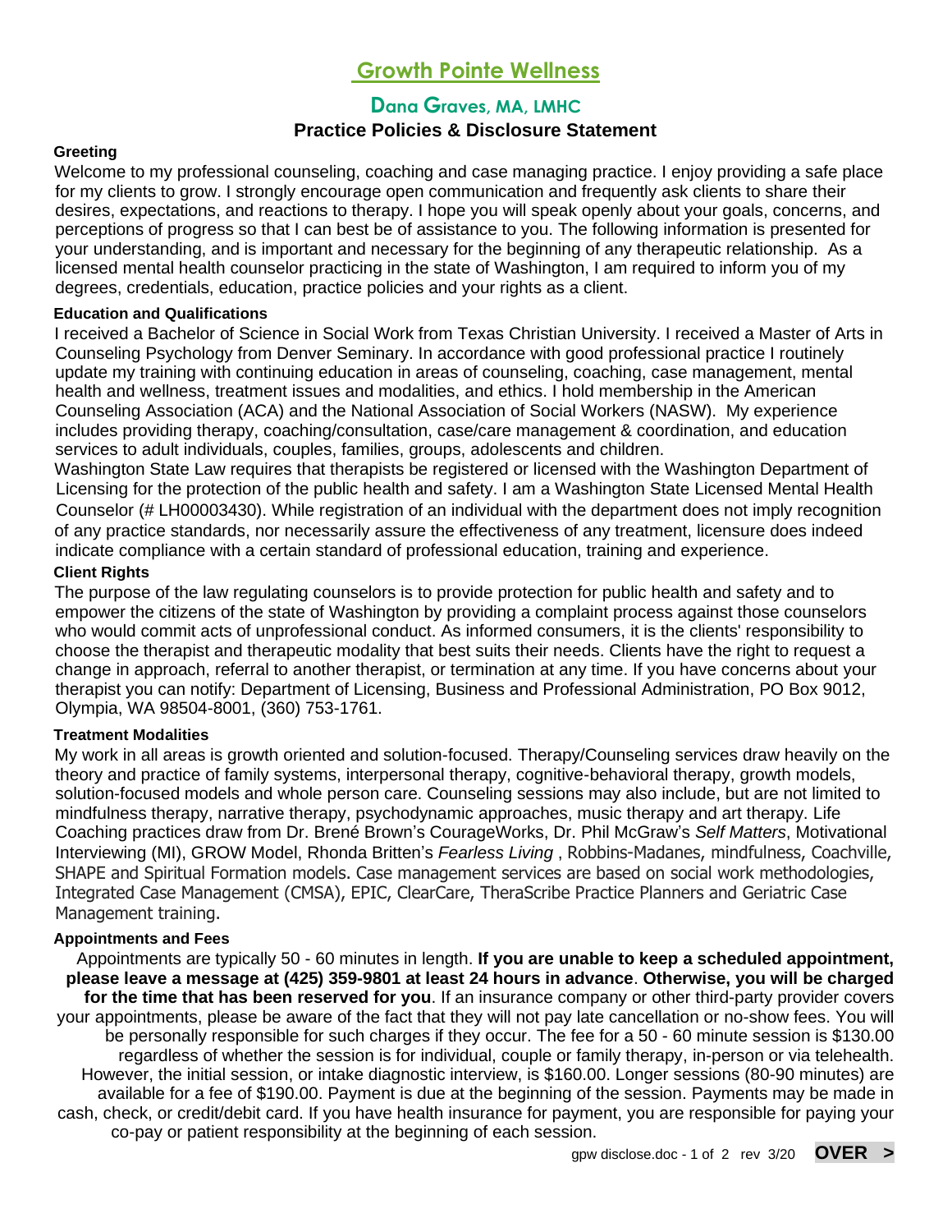# Growth Pointe Wellness

## Dana Graves, MA, LMHC

## Practice Policies & Disclosure Statement

### Greeting

Welcome to my professional counseling, coaching and case managing practice. I enjoy providing a safe place for my clients to grow. I strongly encourage open communication and frequently ask clients to share their desires, expectations, and reactions to therapy. I hope you will speak openly about your goals, concerns, and perceptions of progress so that I can best be of assistance to you. The following information is presented for your understanding, and is important and necessary for the beginning of any therapeutic relationship. As a licensed mental health counselor practicing in the state of Washington, I am required to inform you of my degrees, credentials, education, practice policies and your rights as a client.

### Education and Qualifications

I received a Bachelor of Science in Social Work from Texas Christian University. I received a Master of Arts in Counseling Psychology from Denver Seminary. In accordance with good professional practice I routinely update my training with continuing education in areas of counseling, coaching, case management, mental health and wellness, treatment issues and modalities, and ethics. I hold membership in the American Counseling Association (ACA) and the National Association of Social Workers (NASW). My experience includes providing therapy, coaching/consultation, case/care management & coordination, and education services to adult individuals, couples, families, groups, adolescents and children.

Washington State Law requires that therapists be registered or licensed with the Washington Department of Licensing for the protection of the public health and safety. I am a Washington State Licensed Mental Health Counselor (# LH00003430). While registration of an individual with the department does not imply recognition of any practice standards, nor necessarily assure the effectiveness of any treatment, licensure does indeed indicate compliance with a certain standard of professional education, training and experience.

### Client Rights

The purpose of the law regulating counselors is to provide protection for public health and safety and to empower the citizens of the state of Washington by providing a complaint process against those counselors who would commit acts of unprofessional conduct. As informed consumers, it is the clients' responsibility to choose the therapist and therapeutic modality that best suits their needs. Clients have the right to request a change in approach, referral to another therapist, or termination at any time. If you have concerns about your therapist you can notify: Department of Licensing, Business and Professional Administration, PO Box 9012, Olympia, WA 98504-8001, (360) 753-1761.

### Treatment Modalities

My work in all areas is growth oriented and solution-focused. Therapy/Counseling services draw heavily on the theory and practice of family systems, interpersonal therapy, cognitive-behavioral therapy, growth models, solution-focused models and whole person care. Counseling sessions may also include, but are not limited to mindfulness therapy, narrative therapy, psychodynamic approaches, music therapy and art therapy. Life Coaching practices draw from Dr. Brené Brown's CourageWorks, Dr. Phil McGraw's *Self Matters*, Motivational Interviewing (MI), GROW Model, Rhonda Britten's *Fearless Living* , Robbins-Madanes, mindfulness, Coachville, SHAPE and Spiritual Formation models. Case management services are based on social work methodologies, Integrated Case Management (CMSA), EPIC, ClearCare, TheraScribe Practice Planners and Geriatric Case Management training.

### Appointments and Fees

Appointments are typically 50 - 60 minutes in length. **If you are unable to keep a scheduled appointment, please leave a message at (425) 359-9801 at least 24 hours in advance**. **Otherwise, you will be charged for the time that has been reserved for you**. If an insurance company or other third-party provider covers your appointments, please be aware of the fact that they will not pay late cancellation or no-show fees. You will be personally responsible for such charges if they occur. The fee for a 50 - 60 minute session is $130.00 regardless of whether the session is for individual, couple or family therapy, in-person or via telehealth. However, the initial session, or intake diagnostic interview, is $160.00. Longer sessions (80-90 minutes) are available for a fee of $190.00. Payment is due at the beginning of the session. Payments may be made in cash, check, or credit/debit card. If you have health insurance for payment, you are responsible for paying your co-pay or patient responsibility at the beginning of each session.

**OVER >**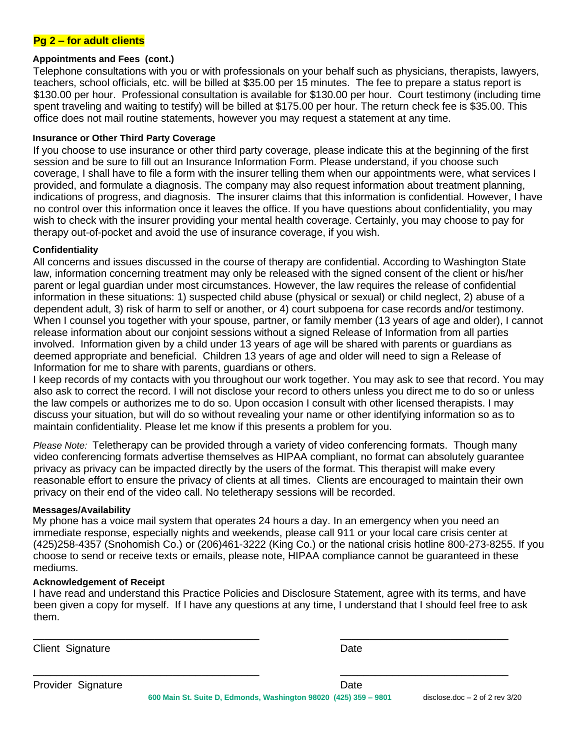**Pg 2 – for adult clients**

### Appointments and Fees (cont.)

Telephone consultations with you or with professionals on your behalf such as physicians, therapists, lawyers, teachers, school officials, etc. will be billed at $35.00 per 15 minutes. The fee to prepare a status report is $130.00 per hour. Professional consultation is available for $130.00 per hour. Court testimony (including time spent traveling and waiting to testify) will be billed at $175.00 per hour. The return check fee is $35.00. This office does not mail routine statements, however you may request a statement at any time.

### Insurance or Other Third Party Coverage

If you choose to use insurance or other third party coverage, please indicate this at the beginning of the first session and be sure to fill out an Insurance Information Form. Please understand, if you choose such coverage, I shall have to file a form with the insurer telling them when our appointments were, what services I provided, and formulate a diagnosis. The company may also request information about treatment planning, indications of progress, and diagnosis. The insurer claims that this information is confidential. However, I have no control over this information once it leaves the office. If you have questions about confidentiality, you may wish to check with the insurer providing your mental health coverage. Certainly, you may choose to pay for therapy out-of-pocket and avoid the use of insurance coverage, if you wish.

### Confidentiality

All concerns and issues discussed in the course of therapy are confidential. According to Washington State law, information concerning treatment may only be released with the signed consent of the client or his/her parent or legal guardian under most circumstances. However, the law requires the release of confidential information in these situations: 1) suspected child abuse (physical or sexual) or child neglect, 2) abuse of a dependent adult, 3) risk of harm to self or another, or 4) court subpoena for case records and/or testimony. When I counsel you together with your spouse, partner, or family member (13 years of age and older), I cannot release information about our conjoint sessions without a signed Release of Information from all parties involved. Information given by a child under 13 years of age will be shared with parents or guardians as deemed appropriate and beneficial. Children 13 years of age and older will need to sign a Release of Information for me to share with parents, guardians or others.

I keep records of my contacts with you throughout our work together. You may ask to see that record. You may also ask to correct the record. I will not disclose your record to others unless you direct me to do so or unless the law compels or authorizes me to do so. Upon occasion I consult with other licensed therapists. I may discuss your situation, but will do so without revealing your name or other identifying information so as to maintain confidentiality. Please let me know if this presents a problem for you.

*Please Note:* Teletherapy can be provided through a variety of video conferencing formats. Though many video conferencing formats advertise themselves as HIPAA compliant, no format can absolutely guarantee privacy as privacy can be impacted directly by the users of the format. This therapist will make every reasonable effort to ensure the privacy of clients at all times. Clients are encouraged to maintain their own privacy on their end of the video call. No teletherapy sessions will be recorded.

### Messages/Availability

My phone has a voice mail system that operates 24 hours a day. In an emergency when you need an immediate response, especially nights and weekends, please call 911 or your local care crisis center at (425)258-4357 (Snohomish Co.) or (206)461-3222 (King Co.) or the national crisis hotline 800-273-8255. If you choose to send or receive texts or emails, please note, HIPAA compliance cannot be guaranteed in these mediums.

### Acknowledgement of Receipt

I have read and understand this Practice Policies and Disclosure Statement, agree with its terms, and have been given a copy for myself. If I have any questions at any time, I understand that I should feel free to ask them.

_______________________________________ ______________________________

Client Signature Date

_______________________________________ ______________________________

Provider Signature Date

600 Main St. Suite D, Edmonds, Washington 98020 (425) 359 – 9801